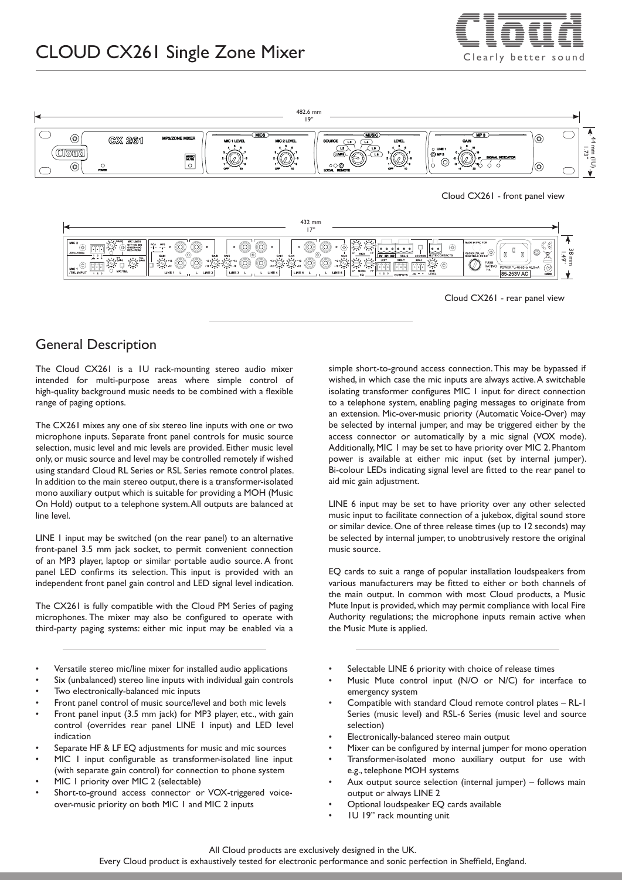# CLOUD CX261 Single Zone Mixer

Cloud CX261 - front panel view

Cloud CX261 - rear panel view

## General Description

The Cloud CX261 is a 1U rack-mounting stereo audio mixer intended for multi-purpose areas where simple control of high-quality background music needs to be combined with a flexible range of paging options.

The CX261 mixes any one of six stereo line inputs with one or two microphone inputs. Separate front panel controls for music source selection, music level and mic levels are provided. Either music level only, or music source and level may be controlled remotely if wished using standard Cloud RL Series or RSL Series remote control plates. In addition to the main stereo output, there is a transformer-isolated mono auxiliary output which is suitable for providing a MOH (Music On Hold) output to a telephone system. All outputs are balanced at line level.

LINE 1 input may be switched (on the rear panel) to an alternative front-panel 3.5 mm jack socket, to permit convenient connection of an MP3 player, laptop or similar portable audio source. A front panel LED confirms its selection. This input is provided with an independent front panel gain control and LED signal level indication.

The CX261 is fully compatible with the Cloud PM Series of paging microphones. The mixer may also be configured to operate with third-party paging systems: either mic input may be enabled via a simple short-to-ground access connection. This may be bypassed if wished, in which case the mic inputs are always active. A switchable isolating transformer configures MIC 1 input for direct connection to a telephone system, enabling paging messages to originate from an extension. Mic-over-music priority (Automatic Voice-Over) may be selected by internal jumper, and may be triggered either by the access connector or automatically by a mic signal (VOX mode). Additionally, MIC 1 may be set to have priority over MIC 2. Phantom power is available at either mic input (set by internal jumper). Bi-colour LEDs indicating signal level are fitted to the rear panel to aid mic gain adjustment.

LINE 6 input may be set to have priority over any other selected music input to facilitate connection of a jukebox, digital sound store or similar device. One of three release times (up to 12 seconds) may be selected by internal jumper, to unobtrusively restore the original music source.

EQ cards to suit a range of popular installation loudspeakers from various manufacturers may be fitted to either or both channels of the main output. In common with most Cloud products, a Music Mute Input is provided, which may permit compliance with local Fire Authority regulations; the microphone inputs remain active when the Music Mute is applied.

- Versatile stereo mic/line mixer for installed audio applications
- Six (unbalanced) stereo line inputs with individual gain controls
- Two electronically-balanced mic inputs
- Front panel control of music source/level and both mic levels
- Front panel input (3.5 mm jack) for MP3 player, etc., with gain control (overrides rear panel LINE 1 input) and LED level indication
- Separate HF & LF EQ adjustments for music and mic sources
- MIC 1 input configurable as transformer-isolated line input (with separate gain control) for connection to phone system
- MIC 1 priority over MIC 2 (selectable)
- Short-to-ground access connector or VOX-triggered voice-over-music priority on both MIC 1 and MIC 2 inputs
- Selectable LINE 6 priority with choice of release times
- Music Mute control input (N/O or N/C) for interface to emergency system
- Compatible with standard Cloud remote control plates – RL-1 Series (music level) and RSL-6 Series (music level and source selection)
- Electronically-balanced stereo main output
- Mixer can be configured by internal jumper for mono operation
- Transformer-isolated mono auxiliary output for use with e.g., telephone MOH systems
- Aux output source selection (internal jumper) – follows main output or always LINE 2
- Optional loudspeaker EQ cards available
- 1U 19" rack mounting unit

All Cloud products are exclusively designed in the UK.
Every Cloud product is exhaustively tested for electronic performance and sonic perfection in Sheffield, England.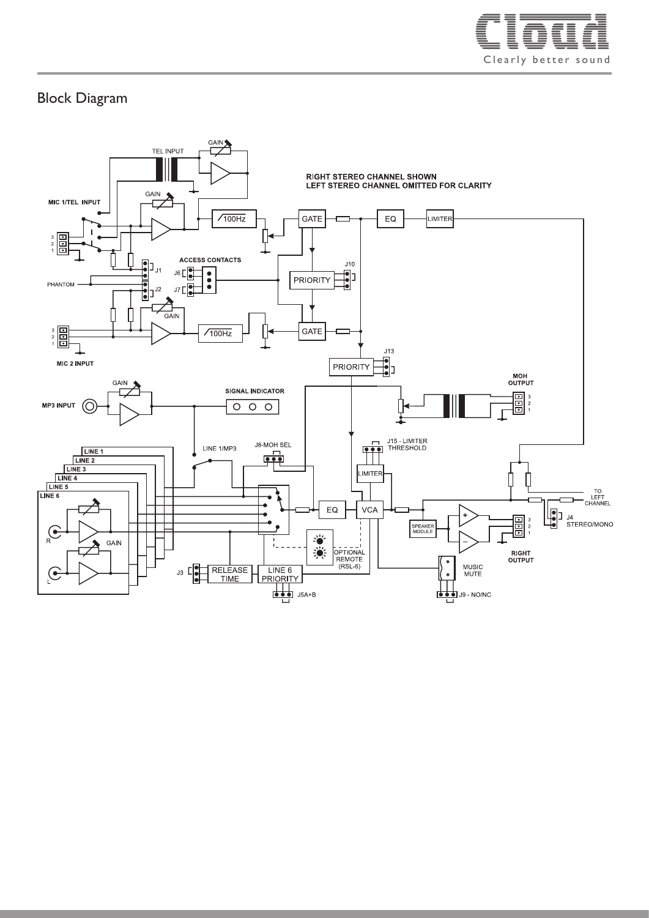# Block Diagram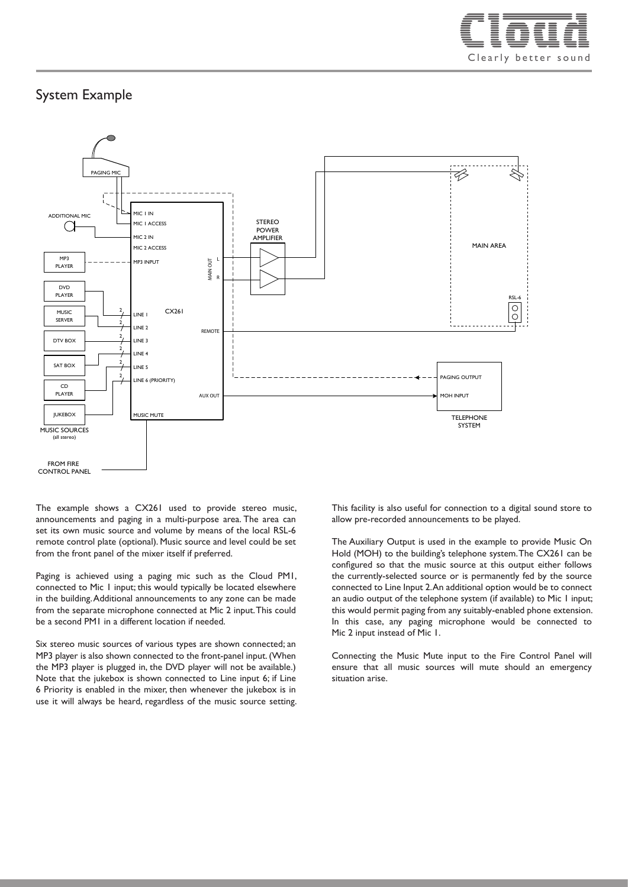## System Example

The example shows a CX261 used to provide stereo music, announcements and paging in a multi-purpose area. The area can set its own music source and volume by means of the local RSL-6 remote control plate (optional). Music source and level could be set from the front panel of the mixer itself if preferred.

Paging is achieved using a paging mic such as the Cloud PM1, connected to Mic 1 input; this would typically be located elsewhere in the building. Additional announcements to any zone can be made from the separate microphone connected at Mic 2 input. This could be a second PM1 in a different location if needed.

Six stereo music sources of various types are shown connected; an MP3 player is also shown connected to the front-panel input. (When the MP3 player is plugged in, the DVD player will not be available.) Note that the jukebox is shown connected to Line input 6; if Line 6 Priority is enabled in the mixer, then whenever the jukebox is in use it will always be heard, regardless of the music source setting. This facility is also useful for connection to a digital sound store to allow pre-recorded announcements to be played.

The Auxiliary Output is used in the example to provide Music On Hold (MOH) to the building's telephone system. The CX261 can be configured so that the music source at this output either follows the currently-selected source or is permanently fed by the source connected to Line Input 2. An additional option would be to connect an audio output of the telephone system (if available) to Mic 1 input; this would permit paging from any suitably-enabled phone extension. In this case, any paging microphone would be connected to Mic 2 input instead of Mic 1.

Connecting the Music Mute input to the Fire Control Panel will ensure that all music sources will mute should an emergency situation arise.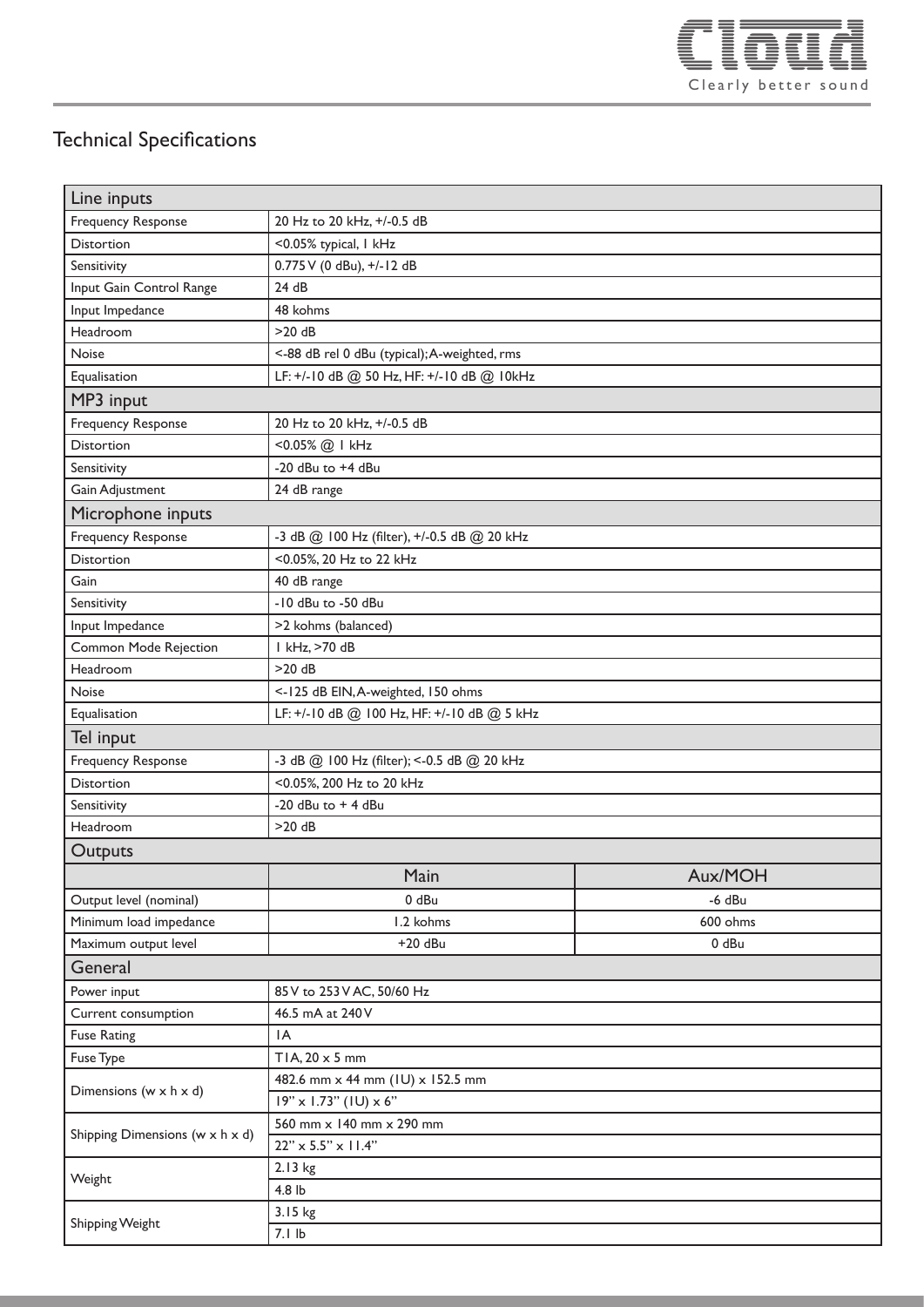# Technical Specifications

| Line inputs | | |
|---|---|---|
| Frequency Response | 20 Hz to 20 kHz, +/-0.5 dB | |
| Distortion | <0.05% typical, 1 kHz | |
| Sensitivity | 0.775 V (0 dBu), +/-12 dB | |
| Input Gain Control Range | 24 dB | |
| Input Impedance | 48 kohms | |
| Headroom | >20 dB | |
| Noise | <-88 dB rel 0 dBu (typical); A-weighted, rms | |
| Equalisation | LF: +/-10 dB @ 50 Hz, HF: +/-10 dB @ 10kHz | |
| **MP3 input** | | |
| Frequency Response | 20 Hz to 20 kHz, +/-0.5 dB | |
| Distortion | <0.05% @ 1 kHz | |
| Sensitivity | -20 dBu to +4 dBu | |
| Gain Adjustment | 24 dB range | |
| **Microphone inputs** | | |
| Frequency Response | -3 dB @ 100 Hz (filter), +/-0.5 dB @ 20 kHz | |
| Distortion | <0.05%, 20 Hz to 22 kHz | |
| Gain | 40 dB range | |
| Sensitivity | -10 dBu to -50 dBu | |
| Input Impedance | >2 kohms (balanced) | |
| Common Mode Rejection | 1 kHz, >70 dB | |
| Headroom | >20 dB | |
| Noise | <-125 dB EIN, A-weighted, 150 ohms | |
| Equalisation | LF: +/-10 dB @ 100 Hz, HF: +/-10 dB @ 5 kHz | |
| **Tel input** | | |
| Frequency Response | -3 dB @ 100 Hz (filter); <-0.5 dB @ 20 kHz | |
| Distortion | <0.05%, 200 Hz to 20 kHz | |
| Sensitivity | -20 dBu to + 4 dBu | |
| Headroom | >20 dB | |
| **Outputs** | | |
| | Main | Aux/MOH |
| Output level (nominal) | 0 dBu | -6 dBu |
| Minimum load impedance | 1.2 kohms | 600 ohms |
| Maximum output level | +20 dBu | 0 dBu |
| **General** | | |
| Power input | 85 V to 253 V AC, 50/60 Hz | |
| Current consumption | 46.5 mA at 240 V | |
| Fuse Rating | 1A | |
| Fuse Type | T1A, 20 x 5 mm | |
| Dimensions (w x h x d) | 482.6 mm x 44 mm (1U) x 152.5 mm | |
| | 19" x 1.73" (1U) x 6" | |
| Shipping Dimensions (w x h x d) | 560 mm x 140 mm x 290 mm | |
| | 22" x 5.5" x 11.4" | |
| Weight | 2.13 kg | |
| | 4.8 lb | |
| Shipping Weight | 3.15 kg | |
| | 7.1 lb | |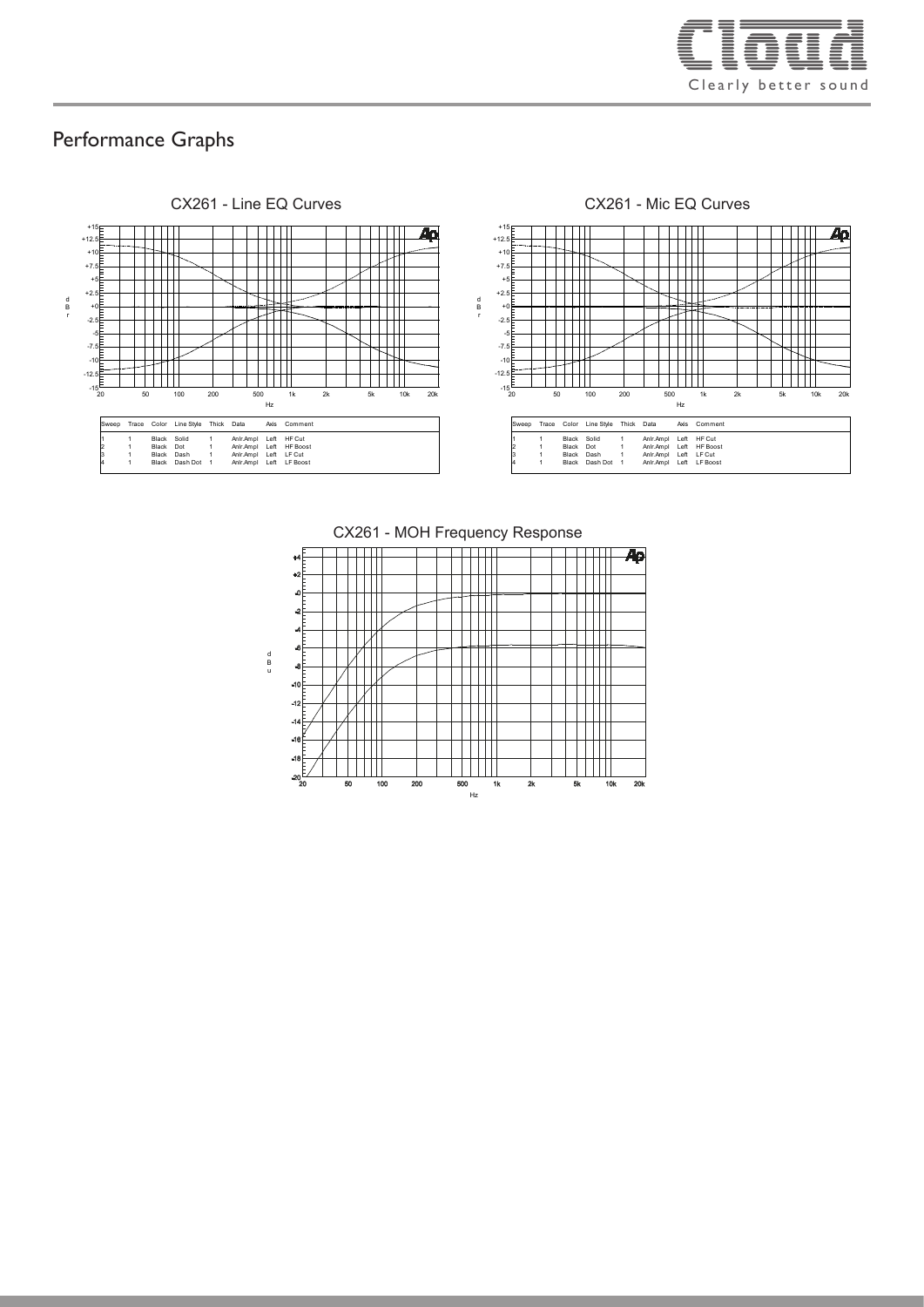## Performance Graphs

### CX261 - Line EQ Curves

| Sweep | Trace | Color | Line Style | Thick | Data | Axis | Comment |
|---|---|---|---|---|---|---|---|
| 1 | 1 | Black | Solid | 1 | Anlr.Ampl | Left | HF Cut |
| 2 | 1 | Black | Dot | 1 | Anlr.Ampl | Left | HF Boost |
| 3 | 1 | Black | Dash | 1 | Anlr.Ampl | Left | LF Cut |
| 4 | 1 | Black | Dash Dot | 1 | Anlr.Ampl | Left | LF Boost |

### CX261 - Mic EQ Curves

| Sweep | Trace | Color | Line Style | Thick | Data | Axis | Comment |
|---|---|---|---|---|---|---|---|
| 1 | 1 | Black | Solid | 1 | Anlr.Ampl | Left | HF Cut |
| 2 | 1 | Black | Dot | 1 | Anlr.Ampl | Left | HF Boost |
| 3 | 1 | Black | Dash | 1 | Anlr.Ampl | Left | LF Cut |
| 4 | 1 | Black | Dash Dot | 1 | Anlr.Ampl | Left | LF Boost |

### CX261 - MOH Frequency Response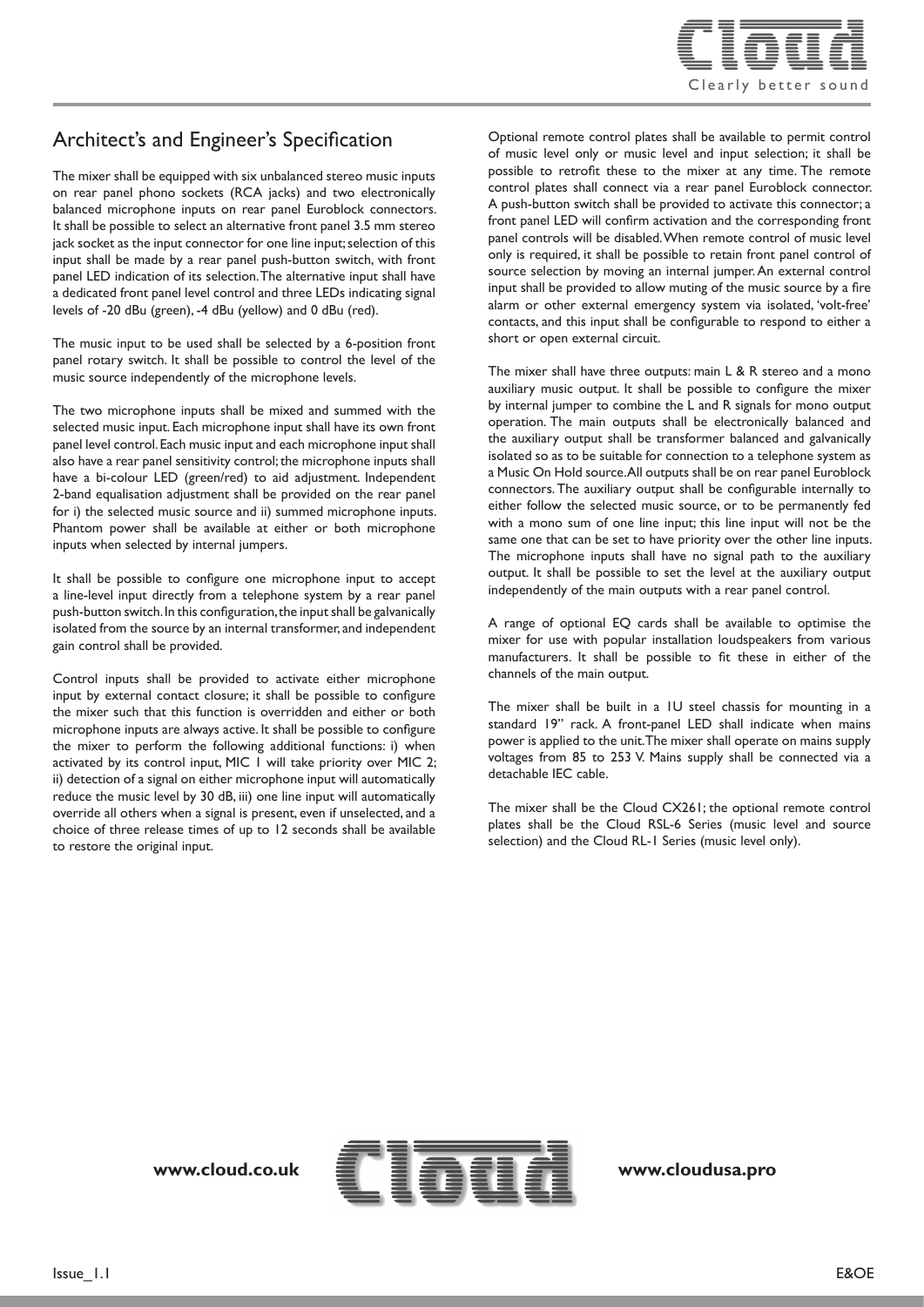## Architect's and Engineer's Specification

The mixer shall be equipped with six unbalanced stereo music inputs on rear panel phono sockets (RCA jacks) and two electronically balanced microphone inputs on rear panel Euroblock connectors. It shall be possible to select an alternative front panel 3.5 mm stereo jack socket as the input connector for one line input; selection of this input shall be made by a rear panel push-button switch, with front panel LED indication of its selection. The alternative input shall have a dedicated front panel level control and three LEDs indicating signal levels of -20 dBu (green), -4 dBu (yellow) and 0 dBu (red).

The music input to be used shall be selected by a 6-position front panel rotary switch. It shall be possible to control the level of the music source independently of the microphone levels.

The two microphone inputs shall be mixed and summed with the selected music input. Each microphone input shall have its own front panel level control. Each music input and each microphone input shall also have a rear panel sensitivity control; the microphone inputs shall have a bi-colour LED (green/red) to aid adjustment. Independent 2-band equalisation adjustment shall be provided on the rear panel for i) the selected music source and ii) summed microphone inputs. Phantom power shall be available at either or both microphone inputs when selected by internal jumpers.

It shall be possible to configure one microphone input to accept a line-level input directly from a telephone system by a rear panel push-button switch. In this configuration, the input shall be galvanically isolated from the source by an internal transformer, and independent gain control shall be provided.

Control inputs shall be provided to activate either microphone input by external contact closure; it shall be possible to configure the mixer such that this function is overridden and either or both microphone inputs are always active. It shall be possible to configure the mixer to perform the following additional functions: i) when activated by its control input, MIC 1 will take priority over MIC 2; ii) detection of a signal on either microphone input will automatically reduce the music level by 30 dB, iii) one line input will automatically override all others when a signal is present, even if unselected, and a choice of three release times of up to 12 seconds shall be available to restore the original input.

Optional remote control plates shall be available to permit control of music level only or music level and input selection; it shall be possible to retrofit these to the mixer at any time. The remote control plates shall connect via a rear panel Euroblock connector. A push-button switch shall be provided to activate this connector; a front panel LED will confirm activation and the corresponding front panel controls will be disabled. When remote control of music level only is required, it shall be possible to retain front panel control of source selection by moving an internal jumper. An external control input shall be provided to allow muting of the music source by a fire alarm or other external emergency system via isolated, 'volt-free' contacts, and this input shall be configurable to respond to either a short or open external circuit.

The mixer shall have three outputs: main L & R stereo and a mono auxiliary music output. It shall be possible to configure the mixer by internal jumper to combine the L and R signals for mono output operation. The main outputs shall be electronically balanced and the auxiliary output shall be transformer balanced and galvanically isolated so as to be suitable for connection to a telephone system as a Music On Hold source. All outputs shall be on rear panel Euroblock connectors. The auxiliary output shall be configurable internally to either follow the selected music source, or to be permanently fed with a mono sum of one line input; this line input will not be the same one that can be set to have priority over the other line inputs. The microphone inputs shall have no signal path to the auxiliary output. It shall be possible to set the level at the auxiliary output independently of the main outputs with a rear panel control.

A range of optional EQ cards shall be available to optimise the mixer for use with popular installation loudspeakers from various manufacturers. It shall be possible to fit these in either of the channels of the main output.

The mixer shall be built in a 1U steel chassis for mounting in a standard 19" rack. A front-panel LED shall indicate when mains power is applied to the unit. The mixer shall operate on mains supply voltages from 85 to 253 V. Mains supply shall be connected via a detachable IEC cable.

The mixer shall be the Cloud CX261; the optional remote control plates shall be the Cloud RSL-6 Series (music level and source selection) and the Cloud RL-1 Series (music level only).

**www.cloud.co.uk** **www.cloudusa.pro**

Issue_1.1 E&OE